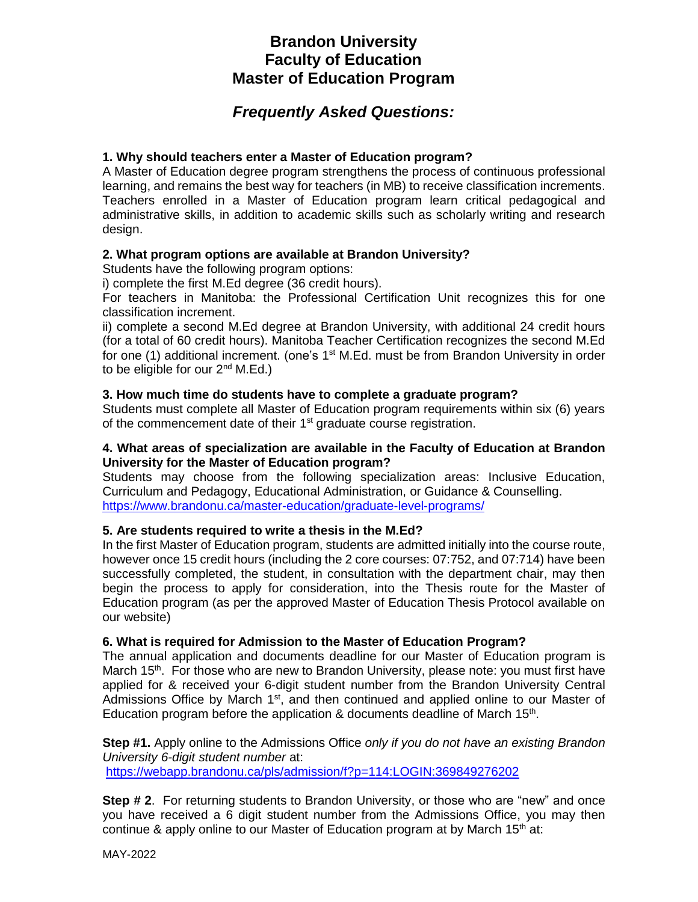# Brandon University
# Faculty of Education
# Master of Education Program

## *Frequently Asked Questions:*

**1. Why should teachers enter a Master of Education program?**

A Master of Education degree program strengthens the process of continuous professional learning, and remains the best way for teachers (in MB) to receive classification increments. Teachers enrolled in a Master of Education program learn critical pedagogical and administrative skills, in addition to academic skills such as scholarly writing and research design.

**2. What program options are available at Brandon University?**

Students have the following program options:

i) complete the first M.Ed degree (36 credit hours).

For teachers in Manitoba: the Professional Certification Unit recognizes this for one classification increment.

ii) complete a second M.Ed degree at Brandon University, with additional 24 credit hours (for a total of 60 credit hours). Manitoba Teacher Certification recognizes the second M.Ed for one (1) additional increment. (one's 1st M.Ed. must be from Brandon University in order to be eligible for our 2nd M.Ed.)

**3. How much time do students have to complete a graduate program?**

Students must complete all Master of Education program requirements within six (6) years of the commencement date of their 1st graduate course registration.

**4. What areas of specialization are available in the Faculty of Education at Brandon University for the Master of Education program?**

Students may choose from the following specialization areas: Inclusive Education, Curriculum and Pedagogy, Educational Administration, or Guidance & Counselling.
https://www.brandonu.ca/master-education/graduate-level-programs/

**5. Are students required to write a thesis in the M.Ed?**

In the first Master of Education program, students are admitted initially into the course route, however once 15 credit hours (including the 2 core courses: 07:752, and 07:714) have been successfully completed, the student, in consultation with the department chair, may then begin the process to apply for consideration, into the Thesis route for the Master of Education program (as per the approved Master of Education Thesis Protocol available on our website)

**6. What is required for Admission to the Master of Education Program?**

The annual application and documents deadline for our Master of Education program is March 15th. For those who are new to Brandon University, please note: you must first have applied for & received your 6-digit student number from the Brandon University Central Admissions Office by March 1st, and then continued and applied online to our Master of Education program before the application & documents deadline of March 15th.

**Step #1.** Apply online to the Admissions Office *only if you do not have an existing Brandon University 6-digit student number* at:
https://webapp.brandonu.ca/pls/admission/f?p=114:LOGIN:369849276202

**Step # 2**. For returning students to Brandon University, or those who are "new" and once you have received a 6 digit student number from the Admissions Office, you may then continue & apply online to our Master of Education program at by March 15th at:

MAY-2022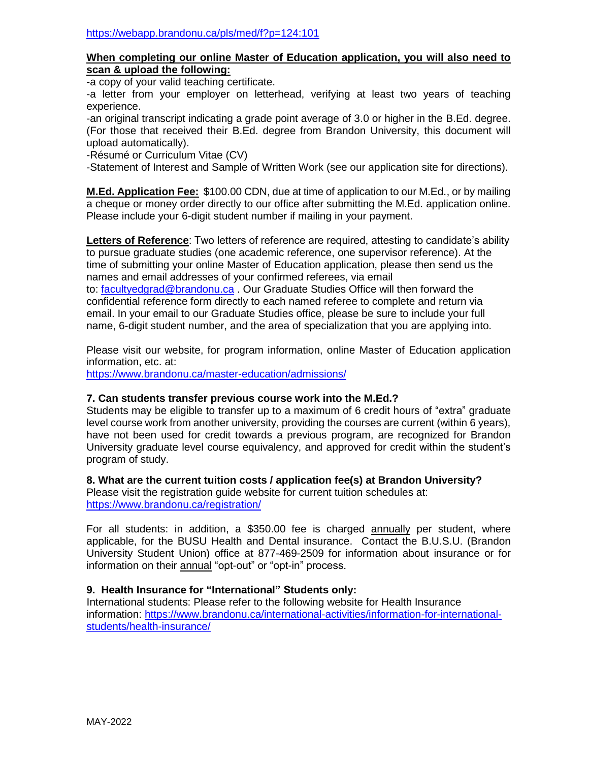https://webapp.brandonu.ca/pls/med/f?p=124:101

**When completing our online Master of Education application, you will also need to scan & upload the following:**

-a copy of your valid teaching certificate.
-a letter from your employer on letterhead, verifying at least two years of teaching experience.
-an original transcript indicating a grade point average of 3.0 or higher in the B.Ed. degree. (For those that received their B.Ed. degree from Brandon University, this document will upload automatically).
-Résumé or Curriculum Vitae (CV)
-Statement of Interest and Sample of Written Work (see our application site for directions).

**M.Ed. Application Fee:** $100.00 CDN, due at time of application to our M.Ed., or by mailing a cheque or money order directly to our office after submitting the M.Ed. application online. Please include your 6-digit student number if mailing in your payment.

**Letters of Reference**: Two letters of reference are required, attesting to candidate's ability to pursue graduate studies (one academic reference, one supervisor reference). At the time of submitting your online Master of Education application, please then send us the names and email addresses of your confirmed referees, via email to: facultyedgrad@brandonu.ca . Our Graduate Studies Office will then forward the confidential reference form directly to each named referee to complete and return via email. In your email to our Graduate Studies office, please be sure to include your full name, 6-digit student number, and the area of specialization that you are applying into.

Please visit our website, for program information, online Master of Education application information, etc. at:
https://www.brandonu.ca/master-education/admissions/

### 7. Can students transfer previous course work into the M.Ed.?

Students may be eligible to transfer up to a maximum of 6 credit hours of "extra" graduate level course work from another university, providing the courses are current (within 6 years), have not been used for credit towards a previous program, are recognized for Brandon University graduate level course equivalency, and approved for credit within the student's program of study.

### 8. What are the current tuition costs / application fee(s) at Brandon University?

Please visit the registration guide website for current tuition schedules at:
https://www.brandonu.ca/registration/

For all students: in addition, a $350.00 fee is charged annually per student, where applicable, for the BUSU Health and Dental insurance. Contact the B.U.S.U. (Brandon University Student Union) office at 877-469-2509 for information about insurance or for information on their annual "opt-out" or "opt-in" process.

### 9. Health Insurance for "International" Students only:

International students: Please refer to the following website for Health Insurance information: https://www.brandonu.ca/international-activities/information-for-international-students/health-insurance/

MAY-2022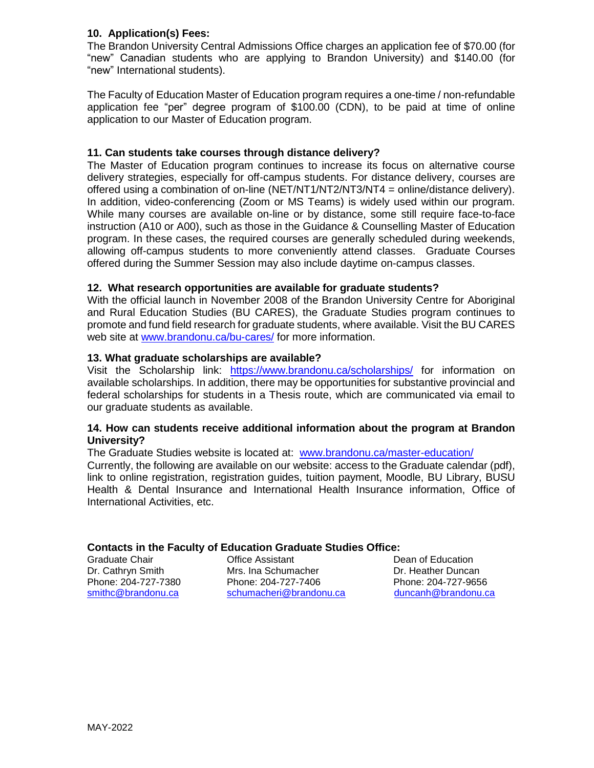### 10. Application(s) Fees:

The Brandon University Central Admissions Office charges an application fee of $70.00 (for "new" Canadian students who are applying to Brandon University) and $140.00 (for "new" International students).

The Faculty of Education Master of Education program requires a one-time / non-refundable application fee "per" degree program of $100.00 (CDN), to be paid at time of online application to our Master of Education program.

### 11. Can students take courses through distance delivery?

The Master of Education program continues to increase its focus on alternative course delivery strategies, especially for off-campus students. For distance delivery, courses are offered using a combination of on-line (NET/NT1/NT2/NT3/NT4 = online/distance delivery). In addition, video-conferencing (Zoom or MS Teams) is widely used within our program. While many courses are available on-line or by distance, some still require face-to-face instruction (A10 or A00), such as those in the Guidance & Counselling Master of Education program. In these cases, the required courses are generally scheduled during weekends, allowing off-campus students to more conveniently attend classes. Graduate Courses offered during the Summer Session may also include daytime on-campus classes.

### 12. What research opportunities are available for graduate students?

With the official launch in November 2008 of the Brandon University Centre for Aboriginal and Rural Education Studies (BU CARES), the Graduate Studies program continues to promote and fund field research for graduate students, where available. Visit the BU CARES web site at [www.brandonu.ca/bu-cares/](www.brandonu.ca/bu-cares/) for more information.

### 13. What graduate scholarships are available?

Visit the Scholarship link: [https://www.brandonu.ca/scholarships/](https://www.brandonu.ca/scholarships/) for information on available scholarships. In addition, there may be opportunities for substantive provincial and federal scholarships for students in a Thesis route, which are communicated via email to our graduate students as available.

### 14. How can students receive additional information about the program at Brandon University?

The Graduate Studies website is located at: [www.brandonu.ca/master-education/](www.brandonu.ca/master-education/)
Currently, the following are available on our website: access to the Graduate calendar (pdf), link to online registration, registration guides, tuition payment, Moodle, BU Library, BUSU Health & Dental Insurance and International Health Insurance information, Office of International Activities, etc.

### Contacts in the Faculty of Education Graduate Studies Office:

| | | |
|---|---|---|
| Graduate Chair | Office Assistant | Dean of Education |
| Dr. Cathryn Smith | Mrs. Ina Schumacher | Dr. Heather Duncan |
| Phone: 204-727-7380 | Phone: 204-727-7406 | Phone: 204-727-9656 |
| smithc@brandonu.ca | schumacheri@brandonu.ca | duncanh@brandonu.ca |

MAY-2022